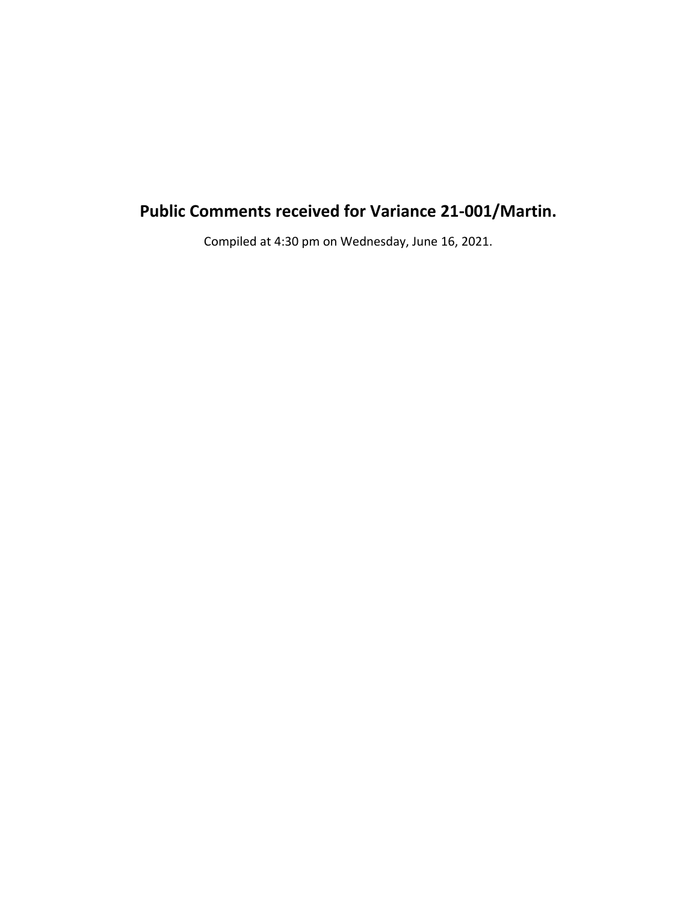# Public Comments received for Variance 21-001/Martin.

Compiled at 4:30 pm on Wednesday, June 16, 2021.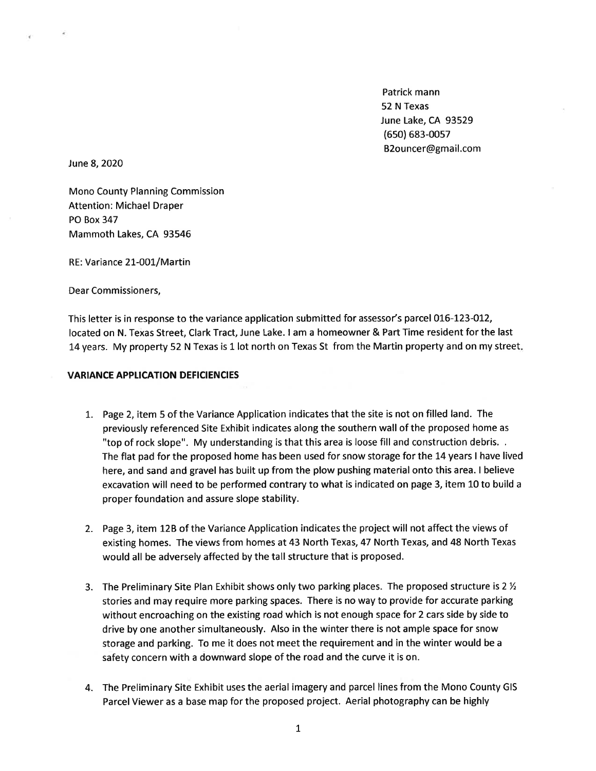Patrick mann  
52 N Texas  
June Lake, CA 93529  
(650) 683-0057  
B2ouncer@gmail.com

June 8, 2020

Mono County Planning Commission  
Attention: Michael Draper  
PO Box 347  
Mammoth Lakes, CA 93546

RE: Variance 21-001/Martin

Dear Commissioners,

This letter is in response to the variance application submitted for assessor's parcel 016-123-012, located on N. Texas Street, Clark Tract, June Lake. I am a homeowner & Part Time resident for the last 14 years. My property 52 N Texas is 1 lot north on Texas St from the Martin property and on my street.

**VARIANCE APPLICATION DEFICIENCIES**

1. Page 2, item 5 of the Variance Application indicates that the site is not on filled land. The previously referenced Site Exhibit indicates along the southern wall of the proposed home as "top of rock slope". My understanding is that this area is loose fill and construction debris. . The flat pad for the proposed home has been used for snow storage for the 14 years I have lived here, and sand and gravel has built up from the plow pushing material onto this area. I believe excavation will need to be performed contrary to what is indicated on page 3, item 10 to build a proper foundation and assure slope stability.

2. Page 3, item 12B of the Variance Application indicates the project will not affect the views of existing homes. The views from homes at 43 North Texas, 47 North Texas, and 48 North Texas would all be adversely affected by the tall structure that is proposed.

3. The Preliminary Site Plan Exhibit shows only two parking places. The proposed structure is 2 ½ stories and may require more parking spaces. There is no way to provide for accurate parking without encroaching on the existing road which is not enough space for 2 cars side by side to drive by one another simultaneously. Also in the winter there is not ample space for snow storage and parking. To me it does not meet the requirement and in the winter would be a safety concern with a downward slope of the road and the curve it is on.

4. The Preliminary Site Exhibit uses the aerial imagery and parcel lines from the Mono County GIS Parcel Viewer as a base map for the proposed project. Aerial photography can be highly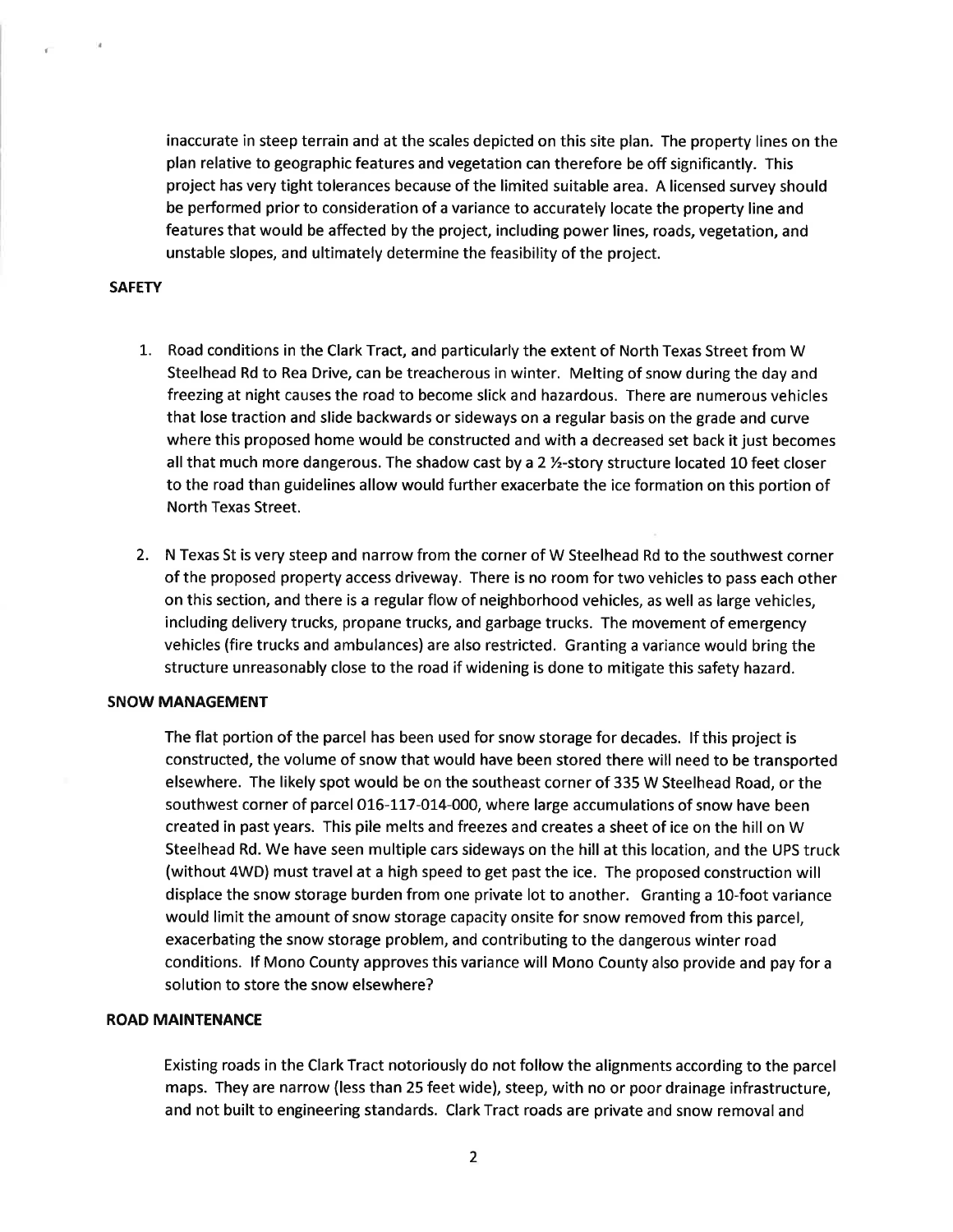inaccurate in steep terrain and at the scales depicted on this site plan. The property lines on the plan relative to geographic features and vegetation can therefore be off significantly. This project has very tight tolerances because of the limited suitable area. A licensed survey should be performed prior to consideration of a variance to accurately locate the property line and features that would be affected by the project, including power lines, roads, vegetation, and unstable slopes, and ultimately determine the feasibility of the project.

**SAFETY**

1. Road conditions in the Clark Tract, and particularly the extent of North Texas Street from W Steelhead Rd to Rea Drive, can be treacherous in winter. Melting of snow during the day and freezing at night causes the road to become slick and hazardous. There are numerous vehicles that lose traction and slide backwards or sideways on a regular basis on the grade and curve where this proposed home would be constructed and with a decreased set back it just becomes all that much more dangerous. The shadow cast by a 2 ½-story structure located 10 feet closer to the road than guidelines allow would further exacerbate the ice formation on this portion of North Texas Street.

2. N Texas St is very steep and narrow from the corner of W Steelhead Rd to the southwest corner of the proposed property access driveway. There is no room for two vehicles to pass each other on this section, and there is a regular flow of neighborhood vehicles, as well as large vehicles, including delivery trucks, propane trucks, and garbage trucks. The movement of emergency vehicles (fire trucks and ambulances) are also restricted. Granting a variance would bring the structure unreasonably close to the road if widening is done to mitigate this safety hazard.

**SNOW MANAGEMENT**

The flat portion of the parcel has been used for snow storage for decades. If this project is constructed, the volume of snow that would have been stored there will need to be transported elsewhere. The likely spot would be on the southeast corner of 335 W Steelhead Road, or the southwest corner of parcel 016-117-014-000, where large accumulations of snow have been created in past years. This pile melts and freezes and creates a sheet of ice on the hill on W Steelhead Rd. We have seen multiple cars sideways on the hill at this location, and the UPS truck (without 4WD) must travel at a high speed to get past the ice. The proposed construction will displace the snow storage burden from one private lot to another. Granting a 10-foot variance would limit the amount of snow storage capacity onsite for snow removed from this parcel, exacerbating the snow storage problem, and contributing to the dangerous winter road conditions. If Mono County approves this variance will Mono County also provide and pay for a solution to store the snow elsewhere?

**ROAD MAINTENANCE**

Existing roads in the Clark Tract notoriously do not follow the alignments according to the parcel maps. They are narrow (less than 25 feet wide), steep, with no or poor drainage infrastructure, and not built to engineering standards. Clark Tract roads are private and snow removal and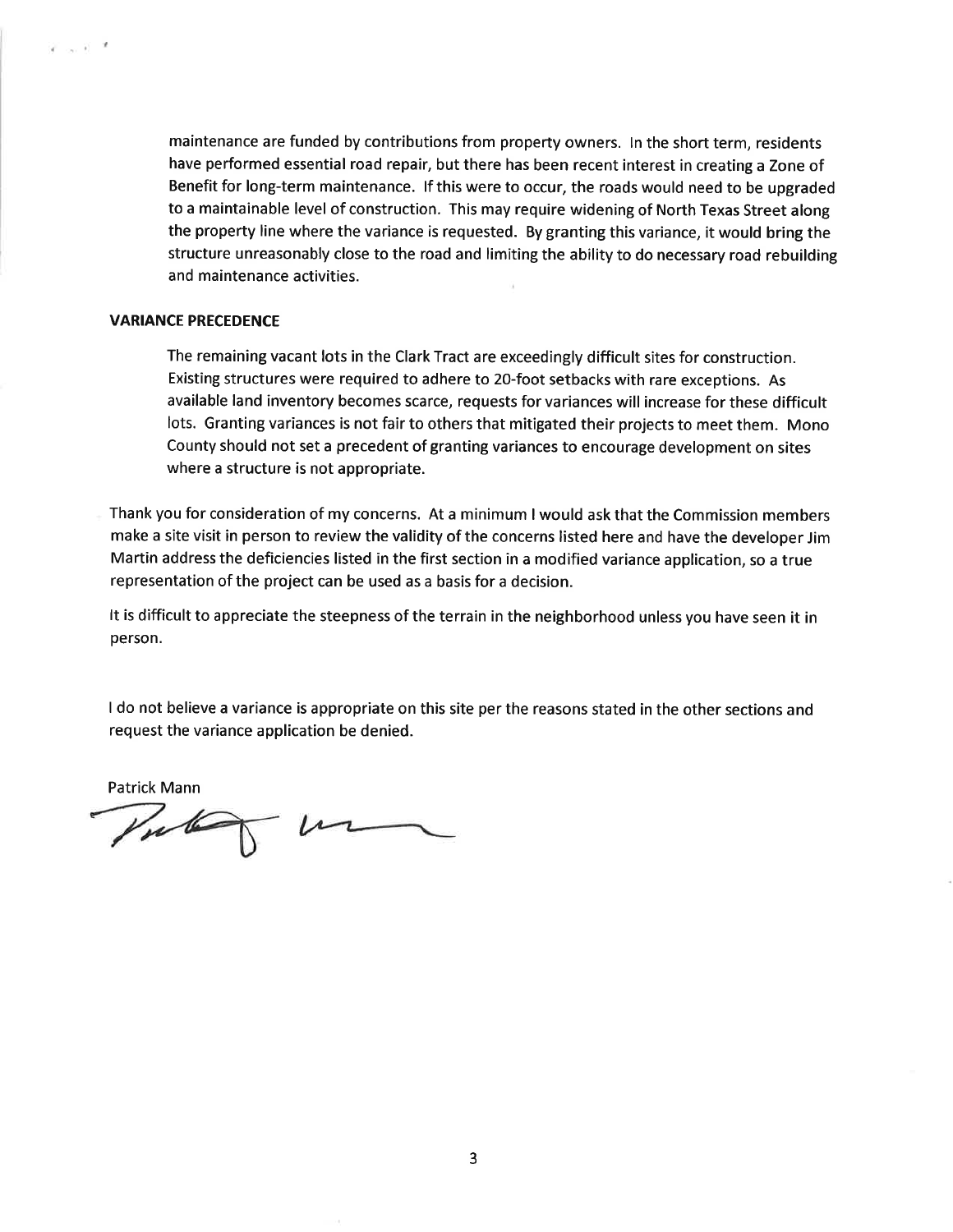maintenance are funded by contributions from property owners. In the short term, residents have performed essential road repair, but there has been recent interest in creating a Zone of Benefit for long-term maintenance. If this were to occur, the roads would need to be upgraded to a maintainable level of construction. This may require widening of North Texas Street along the property line where the variance is requested. By granting this variance, it would bring the structure unreasonably close to the road and limiting the ability to do necessary road rebuilding and maintenance activities.

**VARIANCE PRECEDENCE**

The remaining vacant lots in the Clark Tract are exceedingly difficult sites for construction. Existing structures were required to adhere to 20-foot setbacks with rare exceptions. As available land inventory becomes scarce, requests for variances will increase for these difficult lots. Granting variances is not fair to others that mitigated their projects to meet them. Mono County should not set a precedent of granting variances to encourage development on sites where a structure is not appropriate.

Thank you for consideration of my concerns. At a minimum I would ask that the Commission members make a site visit in person to review the validity of the concerns listed here and have the developer Jim Martin address the deficiencies listed in the first section in a modified variance application, so a true representation of the project can be used as a basis for a decision.

It is difficult to appreciate the steepness of the terrain in the neighborhood unless you have seen it in person.

I do not believe a variance is appropriate on this site per the reasons stated in the other sections and request the variance application be denied.

Patrick Mann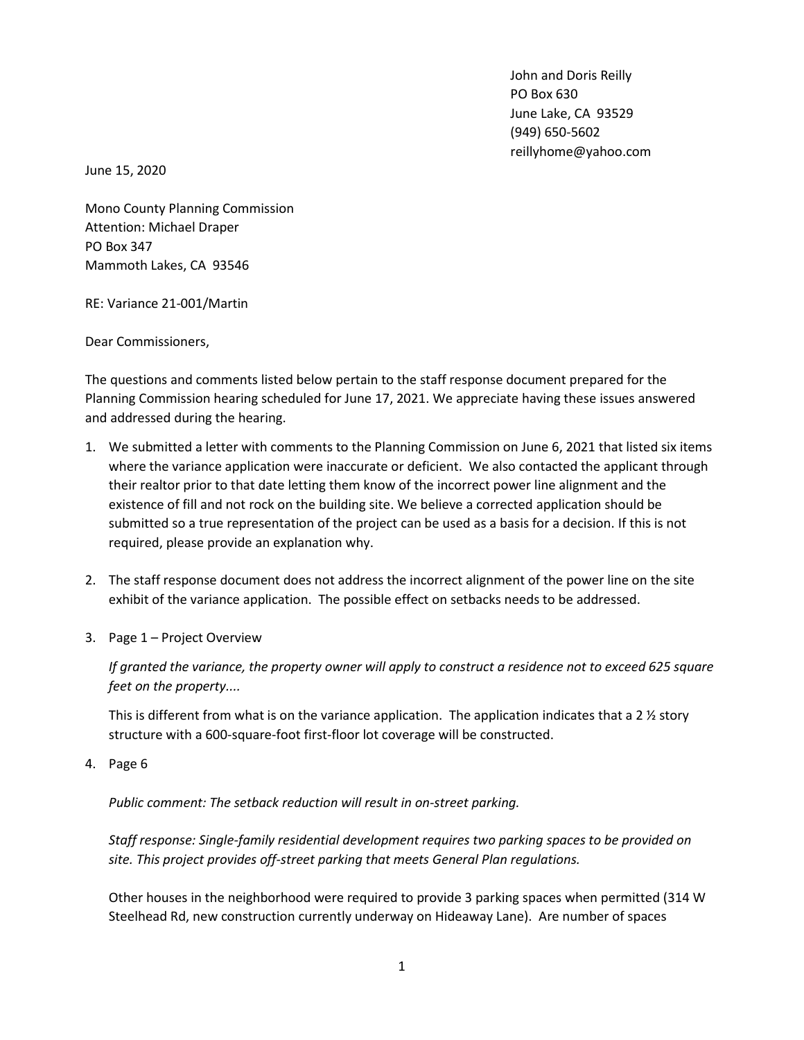John and Doris Reilly
PO Box 630
June Lake, CA 93529
(949) 650-5602
reillyhome@yahoo.com

June 15, 2020

Mono County Planning Commission
Attention: Michael Draper
PO Box 347
Mammoth Lakes, CA 93546

RE: Variance 21-001/Martin

Dear Commissioners,

The questions and comments listed below pertain to the staff response document prepared for the Planning Commission hearing scheduled for June 17, 2021. We appreciate having these issues answered and addressed during the hearing.

1. We submitted a letter with comments to the Planning Commission on June 6, 2021 that listed six items where the variance application were inaccurate or deficient. We also contacted the applicant through their realtor prior to that date letting them know of the incorrect power line alignment and the existence of fill and not rock on the building site. We believe a corrected application should be submitted so a true representation of the project can be used as a basis for a decision. If this is not required, please provide an explanation why.

2. The staff response document does not address the incorrect alignment of the power line on the site exhibit of the variance application. The possible effect on setbacks needs to be addressed.

3. Page 1 – Project Overview

   *If granted the variance, the property owner will apply to construct a residence not to exceed 625 square feet on the property....*

   This is different from what is on the variance application. The application indicates that a 2 ½ story structure with a 600-square-foot first-floor lot coverage will be constructed.

4. Page 6

   *Public comment: The setback reduction will result in on-street parking.*

   *Staff response: Single-family residential development requires two parking spaces to be provided on site. This project provides off-street parking that meets General Plan regulations.*

   Other houses in the neighborhood were required to provide 3 parking spaces when permitted (314 W Steelhead Rd, new construction currently underway on Hideaway Lane). Are number of spaces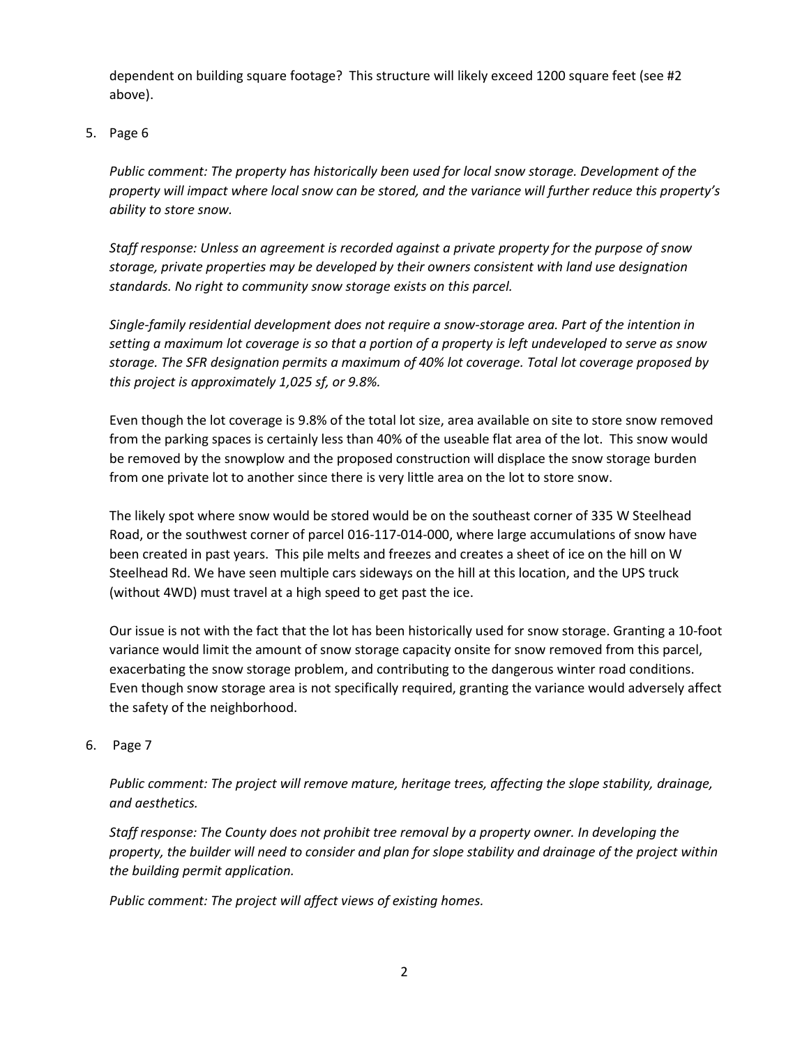dependent on building square footage? This structure will likely exceed 1200 square feet (see #2 above).

5. Page 6

   *Public comment: The property has historically been used for local snow storage. Development of the property will impact where local snow can be stored, and the variance will further reduce this property's ability to store snow.*

   *Staff response: Unless an agreement is recorded against a private property for the purpose of snow storage, private properties may be developed by their owners consistent with land use designation standards. No right to community snow storage exists on this parcel.*

   *Single-family residential development does not require a snow-storage area. Part of the intention in setting a maximum lot coverage is so that a portion of a property is left undeveloped to serve as snow storage. The SFR designation permits a maximum of 40% lot coverage. Total lot coverage proposed by this project is approximately 1,025 sf, or 9.8%.*

   Even though the lot coverage is 9.8% of the total lot size, area available on site to store snow removed from the parking spaces is certainly less than 40% of the useable flat area of the lot. This snow would be removed by the snowplow and the proposed construction will displace the snow storage burden from one private lot to another since there is very little area on the lot to store snow.

   The likely spot where snow would be stored would be on the southeast corner of 335 W Steelhead Road, or the southwest corner of parcel 016-117-014-000, where large accumulations of snow have been created in past years. This pile melts and freezes and creates a sheet of ice on the hill on W Steelhead Rd. We have seen multiple cars sideways on the hill at this location, and the UPS truck (without 4WD) must travel at a high speed to get past the ice.

   Our issue is not with the fact that the lot has been historically used for snow storage. Granting a 10-foot variance would limit the amount of snow storage capacity onsite for snow removed from this parcel, exacerbating the snow storage problem, and contributing to the dangerous winter road conditions. Even though snow storage area is not specifically required, granting the variance would adversely affect the safety of the neighborhood.

6. Page 7

   *Public comment: The project will remove mature, heritage trees, affecting the slope stability, drainage, and aesthetics.*

   *Staff response: The County does not prohibit tree removal by a property owner. In developing the property, the builder will need to consider and plan for slope stability and drainage of the project within the building permit application.*

   *Public comment: The project will affect views of existing homes.*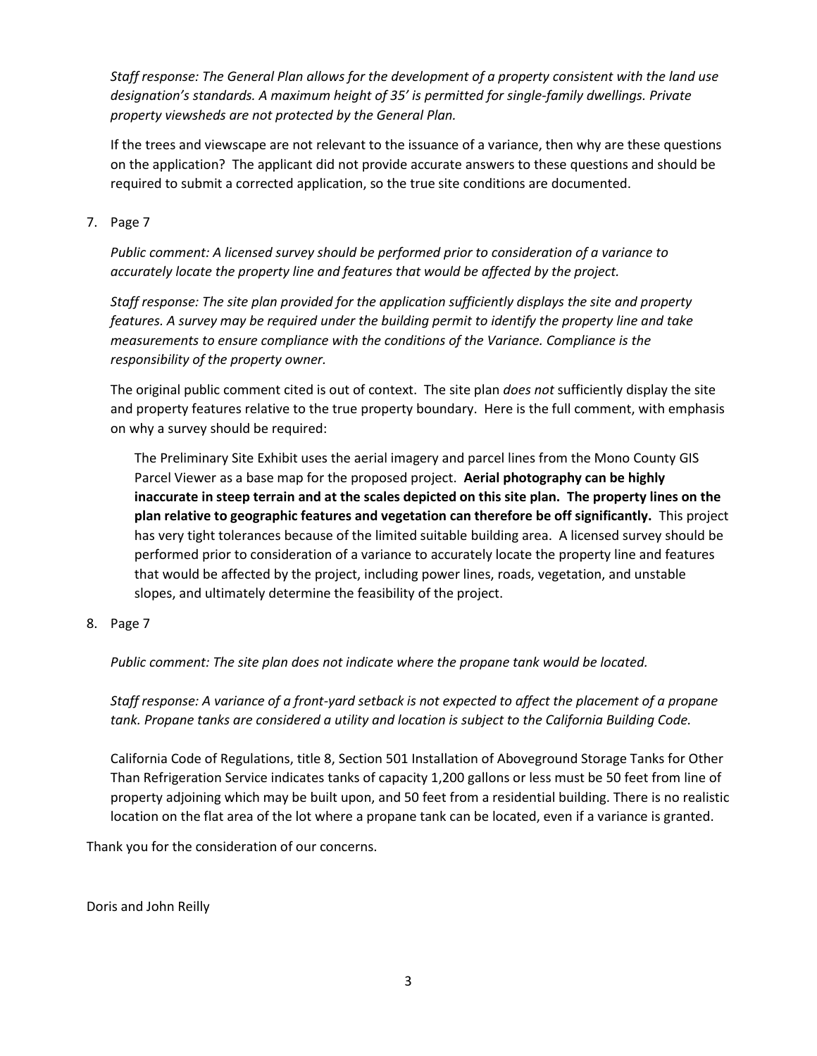*Staff response: The General Plan allows for the development of a property consistent with the land use designation's standards. A maximum height of 35' is permitted for single-family dwellings. Private property viewsheds are not protected by the General Plan.*

If the trees and viewscape are not relevant to the issuance of a variance, then why are these questions on the application? The applicant did not provide accurate answers to these questions and should be required to submit a corrected application, so the true site conditions are documented.

7. Page 7

   *Public comment: A licensed survey should be performed prior to consideration of a variance to accurately locate the property line and features that would be affected by the project.*

   *Staff response: The site plan provided for the application sufficiently displays the site and property features. A survey may be required under the building permit to identify the property line and take measurements to ensure compliance with the conditions of the Variance. Compliance is the responsibility of the property owner.*

   The original public comment cited is out of context. The site plan *does not* sufficiently display the site and property features relative to the true property boundary. Here is the full comment, with emphasis on why a survey should be required:

   > The Preliminary Site Exhibit uses the aerial imagery and parcel lines from the Mono County GIS Parcel Viewer as a base map for the proposed project. **Aerial photography can be highly inaccurate in steep terrain and at the scales depicted on this site plan. The property lines on the plan relative to geographic features and vegetation can therefore be off significantly.** This project has very tight tolerances because of the limited suitable building area. A licensed survey should be performed prior to consideration of a variance to accurately locate the property line and features that would be affected by the project, including power lines, roads, vegetation, and unstable slopes, and ultimately determine the feasibility of the project.

8. Page 7

   *Public comment: The site plan does not indicate where the propane tank would be located.*

   *Staff response: A variance of a front-yard setback is not expected to affect the placement of a propane tank. Propane tanks are considered a utility and location is subject to the California Building Code.*

   California Code of Regulations, title 8, Section 501 Installation of Aboveground Storage Tanks for Other Than Refrigeration Service indicates tanks of capacity 1,200 gallons or less must be 50 feet from line of property adjoining which may be built upon, and 50 feet from a residential building. There is no realistic location on the flat area of the lot where a propane tank can be located, even if a variance is granted.

Thank you for the consideration of our concerns.

Doris and John Reilly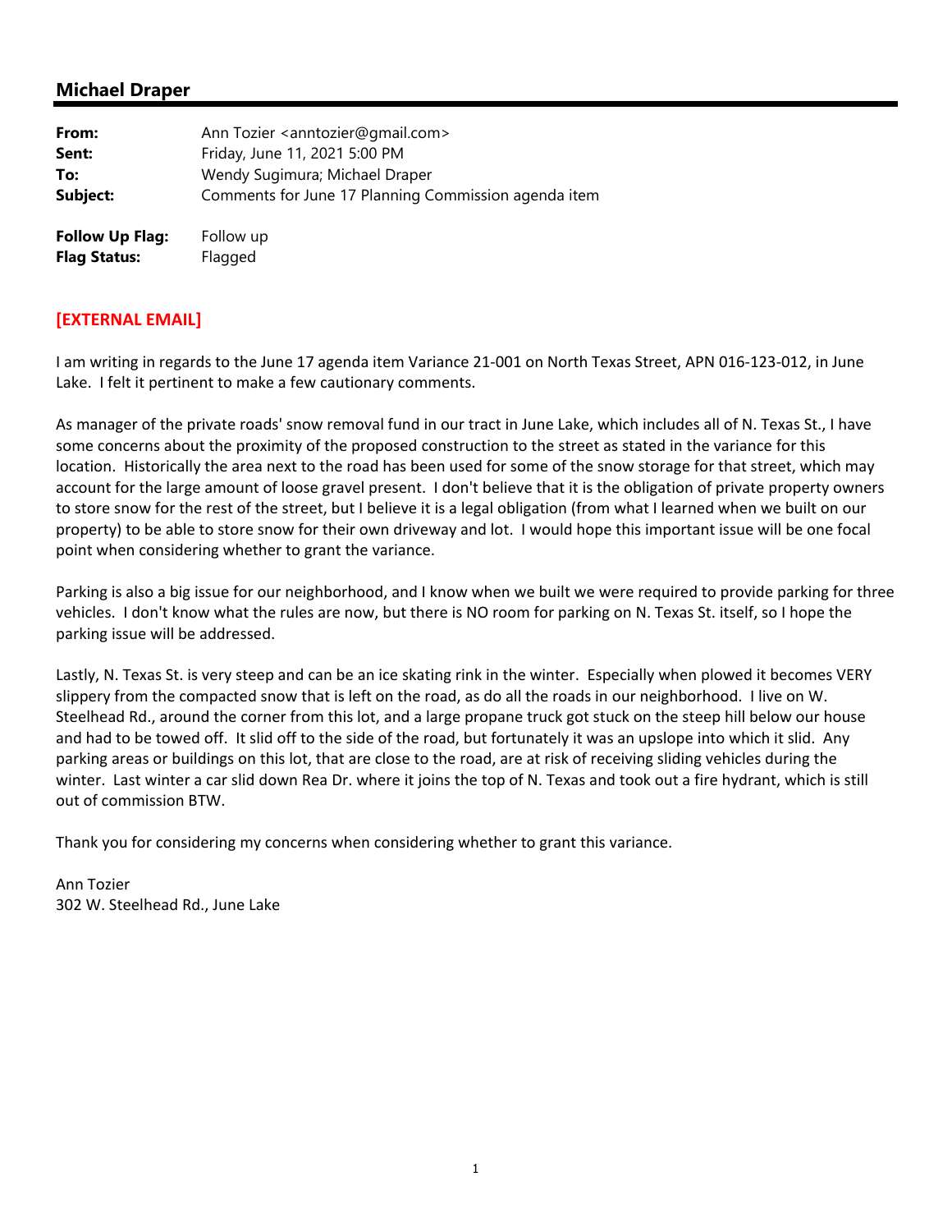## Michael Draper

| | |
|---|---|
| **From:** | Ann Tozier <anntozier@gmail.com> |
| **Sent:** | Friday, June 11, 2021 5:00 PM |
| **To:** | Wendy Sugimura; Michael Draper |
| **Subject:** | Comments for June 17 Planning Commission agenda item |
| **Follow Up Flag:** | Follow up |
| **Flag Status:** | Flagged |

**[EXTERNAL EMAIL]**

I am writing in regards to the June 17 agenda item Variance 21-001 on North Texas Street, APN 016-123-012, in June Lake. I felt it pertinent to make a few cautionary comments.

As manager of the private roads' snow removal fund in our tract in June Lake, which includes all of N. Texas St., I have some concerns about the proximity of the proposed construction to the street as stated in the variance for this location. Historically the area next to the road has been used for some of the snow storage for that street, which may account for the large amount of loose gravel present. I don't believe that it is the obligation of private property owners to store snow for the rest of the street, but I believe it is a legal obligation (from what I learned when we built on our property) to be able to store snow for their own driveway and lot. I would hope this important issue will be one focal point when considering whether to grant the variance.

Parking is also a big issue for our neighborhood, and I know when we built we were required to provide parking for three vehicles. I don't know what the rules are now, but there is NO room for parking on N. Texas St. itself, so I hope the parking issue will be addressed.

Lastly, N. Texas St. is very steep and can be an ice skating rink in the winter. Especially when plowed it becomes VERY slippery from the compacted snow that is left on the road, as do all the roads in our neighborhood. I live on W. Steelhead Rd., around the corner from this lot, and a large propane truck got stuck on the steep hill below our house and had to be towed off. It slid off to the side of the road, but fortunately it was an upslope into which it slid. Any parking areas or buildings on this lot, that are close to the road, are at risk of receiving sliding vehicles during the winter. Last winter a car slid down Rea Dr. where it joins the top of N. Texas and took out a fire hydrant, which is still out of commission BTW.

Thank you for considering my concerns when considering whether to grant this variance.

Ann Tozier
302 W. Steelhead Rd., June Lake